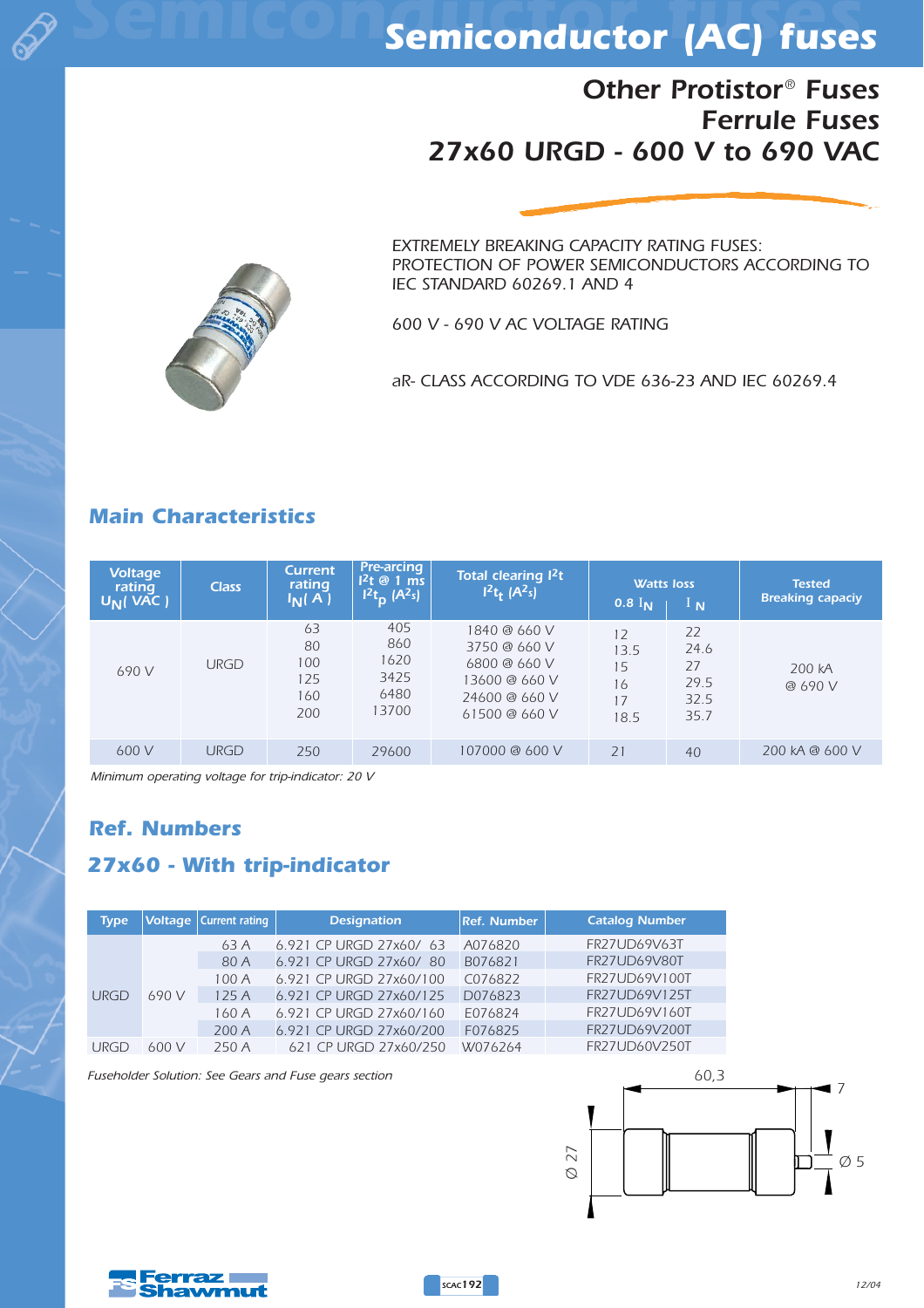# Semiconductor (AC) fuses

## Other Protistor® Fuses Ferrule Fuses 27x60 URGD - 600 V to 690 VAC

EXTREMELY BREAKING CAPACITY RATING FUSES: PROTECTION OF POWER SEMICONDUCTORS ACCORDING TO IEC STANDARD 60269.1 AND 4

600 V - 690 V AC VOLTAGE RATING

aR- CLASS ACCORDING TO VDE 636-23 AND IEC 60269.4

## Main Characteristics

| Voltage rating $U_N$( VAC ) | Class | Current rating $I_N$( A ) | Pre-arcing $I^2t$ @ 1 ms $I^2t_p$ ($A^2s$) | Total clearing $I^2t$ $I^2t_t$ ($A^2s$) | Watts loss 0.8 $I_N$ | Watts loss $I_N$ | Tested Breaking capaciy |
|---|---|---|---|---|---|---|---|
| 690 V | URGD | 63 | 405 | 1840 @ 660 V | 12 | 22 | 200 kA @ 690 V |
| | | 80 | 860 | 3750 @ 660 V | 13.5 | 24.6 | |
| | | 100 | 1620 | 6800 @ 660 V | 15 | 27 | |
| | | 125 | 3425 | 13600 @ 660 V | 16 | 29.5 | |
| | | 160 | 6480 | 24600 @ 660 V | 17 | 32.5 | |
| | | 200 | 13700 | 61500 @ 660 V | 18.5 | 35.7 | |
| 600 V | URGD | 250 | 29600 | 107000 @ 600 V | 21 | 40 | 200 kA @ 600 V |

*Minimum operating voltage for trip-indicator: 20 V*

## Ref. Numbers

## 27x60 - With trip-indicator

| Type | Voltage | Current rating | Designation | Ref. Number | Catalog Number |
|---|---|---|---|---|---|
| URGD | 690 V | 63 A | 6.921 CP URGD 27x60/ 63 | A076820 | FR27UD69V63T |
| | | 80 A | 6.921 CP URGD 27x60/ 80 | B076821 | FR27UD69V80T |
| | | 100 A | 6.921 CP URGD 27x60/100 | C076822 | FR27UD69V100T |
| | | 125 A | 6.921 CP URGD 27x60/125 | D076823 | FR27UD69V125T |
| | | 160 A | 6.921 CP URGD 27x60/160 | E076824 | FR27UD69V160T |
| | | 200 A | 6.921 CP URGD 27x60/200 | F076825 | FR27UD69V200T |
| URGD | 600 V | 250 A | 621 CP URGD 27x60/250 | W076264 | FR27UD60V250T |

*Fuseholder Solution: See Gears and Fuse gears section*

60,3
7
Ø 27
Ø 5

12/04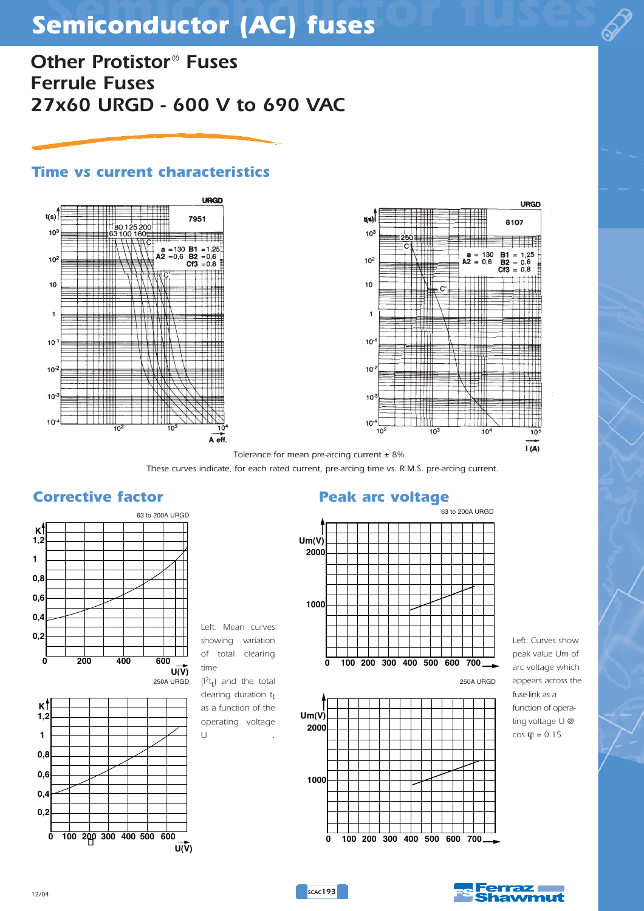# Semiconductor (AC) fuses

## Other Protistor® Fuses
## Ferrule Fuses
## 27x60 URGD - 600 V to 690 VAC

### Time vs current characteristics

URGD
7951
t(s)
80 125 200
63 100 160
C
C'
a = 130 B1 = 1,25
A2 = 0,6 B2 = 0,6
Cf3 = 0,8
$10^3$
$10^2$
10
1
$10^{-1}$
$10^{-2}$
$10^{-3}$
$10^{-4}$
$10^2$
$10^3$
$10^4$
A eff.

URGD
8107
t(s)
250
C
C'
a = 130 B1 = 1,25
A2 = 0,6 B2 = 0,6
Cf3 = 0,8
$10^3$
$10^2$
10
1
$10^{-1}$
$10^{-2}$
$10^{-3}$
$10^{-4}$
$10^2$
$10^3$
$10^4$
$10^5$
I (A)

Tolerance for mean pre-arcing current ± 8%

These curves indicate, for each rated current, pre-arcing time vs. R.M.S. pre-arcing current.

### Corrective factor

63 to 200A URGD
K
1,2
1
0,8
0,6
0,4
0,2
0
200
400
600
U(V)

250A URGD
K
1,2
1
0,8
0,6
0,4
0,2
0
100
200
300
400
500
600
U(V)

Left: Mean curves showing variation of total clearing time ($I^2t_t$) and the total clearing duration $t_t$ as a function of the operating voltage U.

### Peak arc voltage

63 to 200A URGD
Um(V)
2000
1000
0
100
200
300
400
500
600
700

250A URGD
Um(V)
2000
1000
0
100
200
300
400
500
600
700

Left: Curves show peak value Um of arc voltage which appears across the fuse-link as a function of operating voltage U @ cos φ = 0.15.

12/04

Ferraz Shawmut